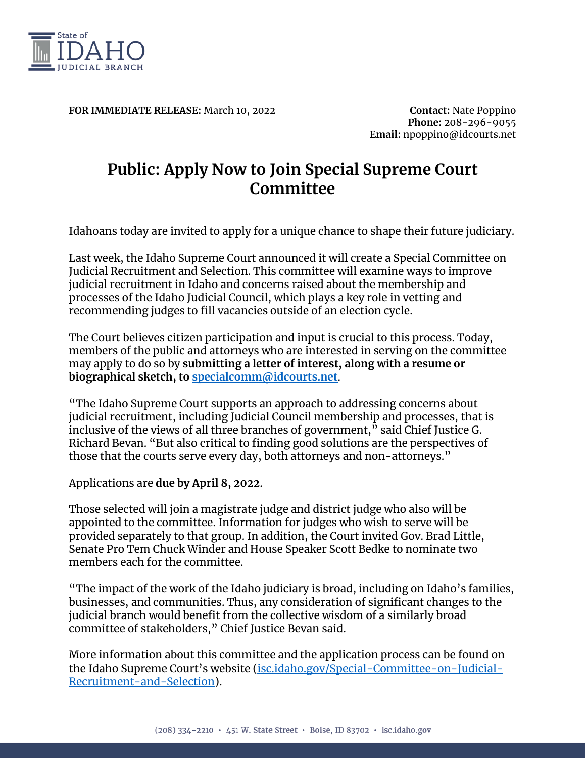State of
IDAHO
JUDICIAL BRANCH

**FOR IMMEDIATE RELEASE:** March 10, 2022

**Contact:** Nate Poppino
**Phone:** 208-296-9055
**Email:** npoppino@idcourts.net

# Public: Apply Now to Join Special Supreme Court Committee

Idahoans today are invited to apply for a unique chance to shape their future judiciary.

Last week, the Idaho Supreme Court announced it will create a Special Committee on Judicial Recruitment and Selection. This committee will examine ways to improve judicial recruitment in Idaho and concerns raised about the membership and processes of the Idaho Judicial Council, which plays a key role in vetting and recommending judges to fill vacancies outside of an election cycle.

The Court believes citizen participation and input is crucial to this process. Today, members of the public and attorneys who are interested in serving on the committee may apply to do so by **submitting a letter of interest, along with a resume or biographical sketch, to [specialcomm@idcourts.net](mailto:specialcomm@idcourts.net)**.

"The Idaho Supreme Court supports an approach to addressing concerns about judicial recruitment, including Judicial Council membership and processes, that is inclusive of the views of all three branches of government," said Chief Justice G. Richard Bevan. "But also critical to finding good solutions are the perspectives of those that the courts serve every day, both attorneys and non-attorneys."

Applications are **due by April 8, 2022**.

Those selected will join a magistrate judge and district judge who also will be appointed to the committee. Information for judges who wish to serve will be provided separately to that group. In addition, the Court invited Gov. Brad Little, Senate Pro Tem Chuck Winder and House Speaker Scott Bedke to nominate two members each for the committee.

"The impact of the work of the Idaho judiciary is broad, including on Idaho's families, businesses, and communities. Thus, any consideration of significant changes to the judicial branch would benefit from the collective wisdom of a similarly broad committee of stakeholders," Chief Justice Bevan said.

More information about this committee and the application process can be found on the Idaho Supreme Court's website ([isc.idaho.gov/Special-Committee-on-Judicial-Recruitment-and-Selection](https://isc.idaho.gov/Special-Committee-on-Judicial-Recruitment-and-Selection)).

(208) 334-2210 • 451 W. State Street • Boise, ID 83702 • isc.idaho.gov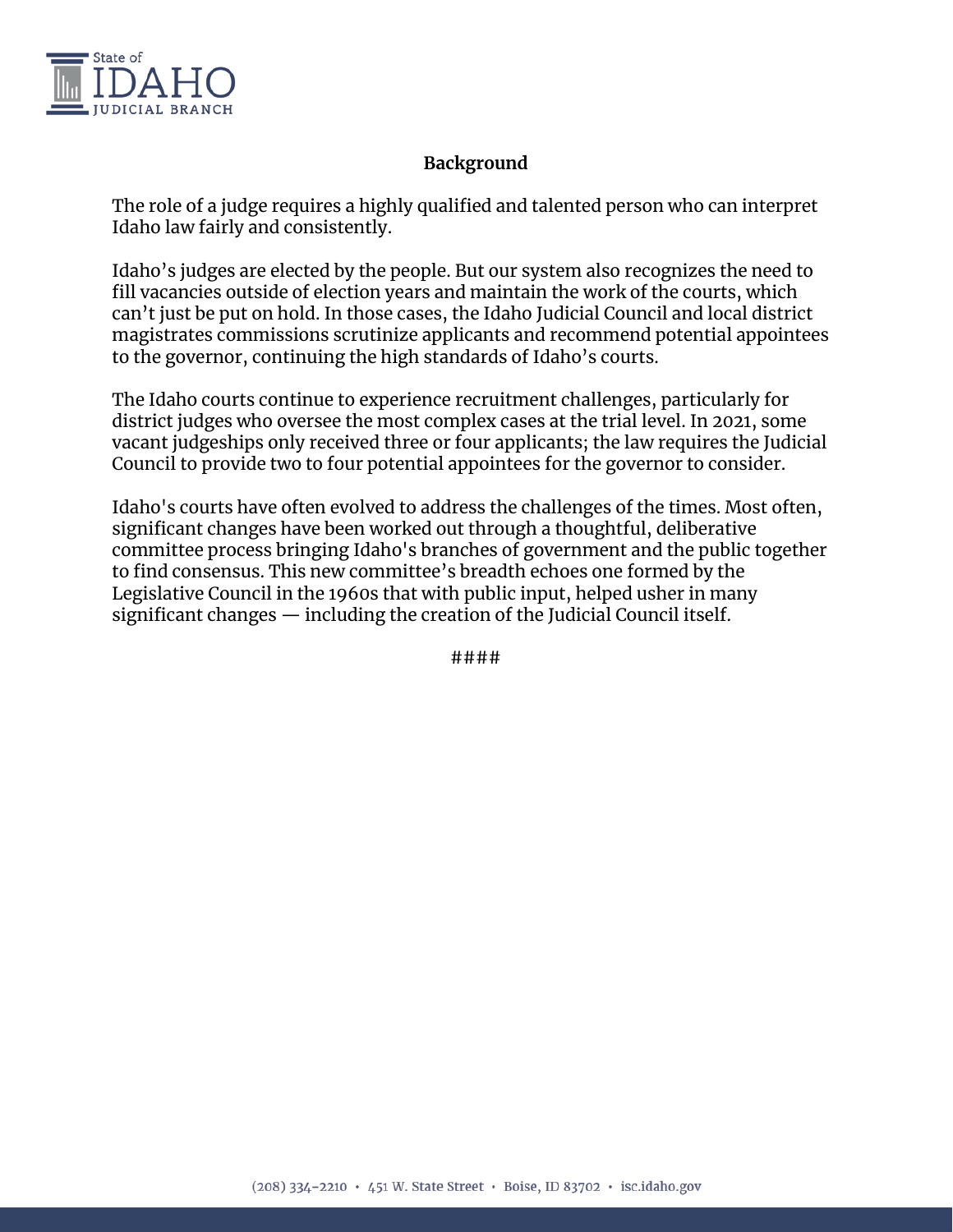**Background**

The role of a judge requires a highly qualified and talented person who can interpret Idaho law fairly and consistently.

Idaho's judges are elected by the people. But our system also recognizes the need to fill vacancies outside of election years and maintain the work of the courts, which can't just be put on hold. In those cases, the Idaho Judicial Council and local district magistrates commissions scrutinize applicants and recommend potential appointees to the governor, continuing the high standards of Idaho's courts.

The Idaho courts continue to experience recruitment challenges, particularly for district judges who oversee the most complex cases at the trial level. In 2021, some vacant judgeships only received three or four applicants; the law requires the Judicial Council to provide two to four potential appointees for the governor to consider.

Idaho's courts have often evolved to address the challenges of the times. Most often, significant changes have been worked out through a thoughtful, deliberative committee process bringing Idaho's branches of government and the public together to find consensus. This new committee's breadth echoes one formed by the Legislative Council in the 1960s that with public input, helped usher in many significant changes — including the creation of the Judicial Council itself.

####